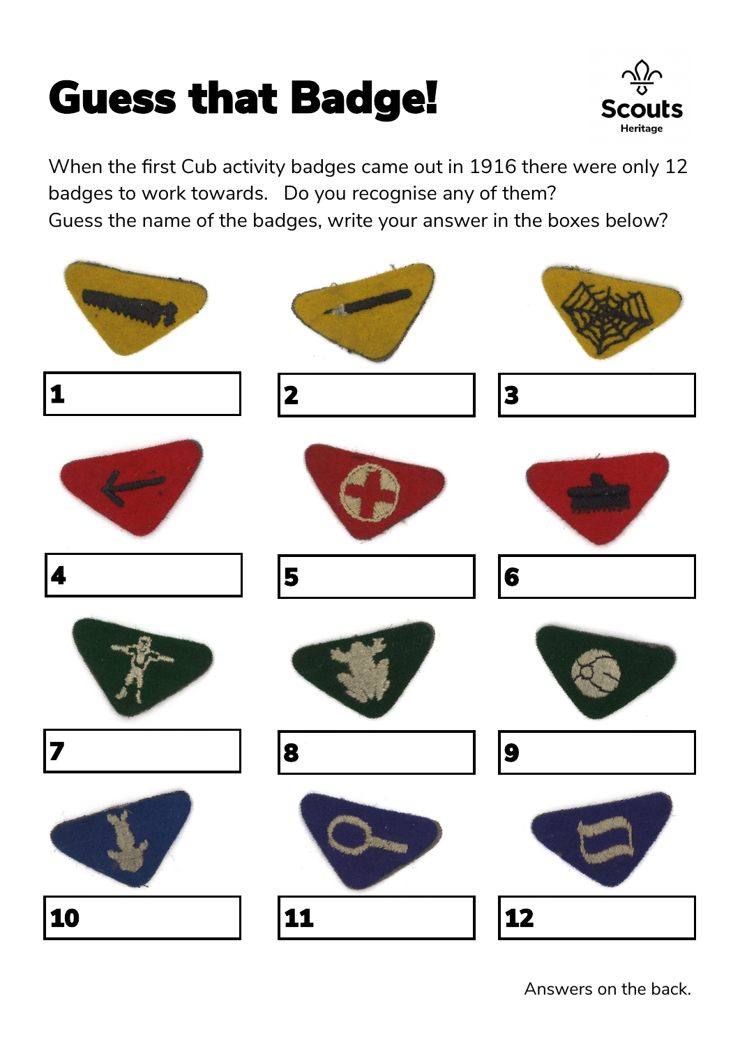# Guess that Badge!

Scouts
Heritage

When the first Cub activity badges came out in 1916 there were only 12 badges to work towards. Do you recognise any of them?
Guess the name of the badges, write your answer in the boxes below?

1

2

3

4

5

6

7

8

9

10

11

12

Answers on the back.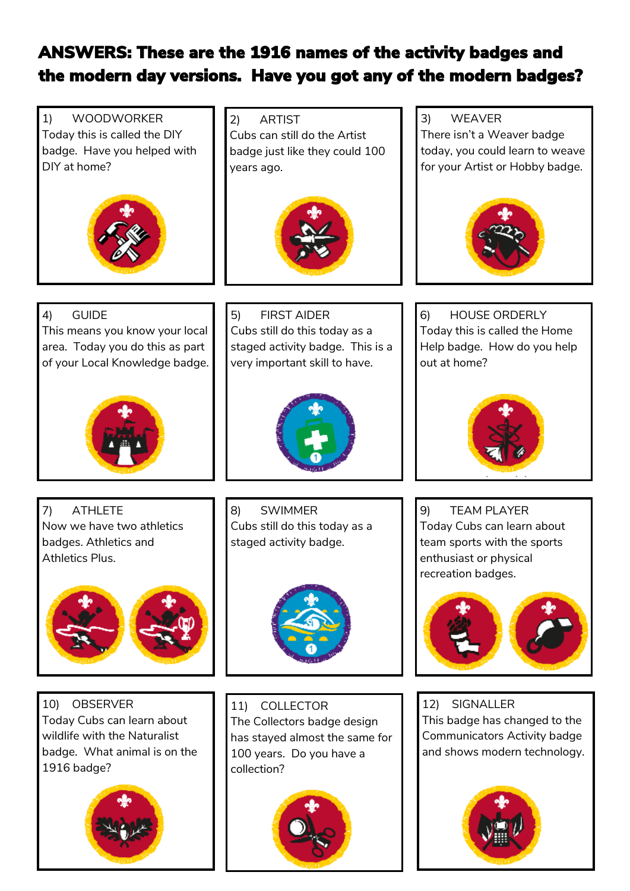**ANSWERS: These are the 1916 names of the activity badges and the modern day versions. Have you got any of the modern badges?**

1) WOODWORKER
Today this is called the DIY badge. Have you helped with DIY at home?

2) ARTIST
Cubs can still do the Artist badge just like they could 100 years ago.

3) WEAVER
There isn't a Weaver badge today, you could learn to weave for your Artist or Hobby badge.

4) GUIDE
This means you know your local area. Today you do this as part of your Local Knowledge badge.

5) FIRST AIDER
Cubs still do this today as a staged activity badge. This is a very important skill to have.

6) HOUSE ORDERLY
Today this is called the Home Help badge. How do you help out at home?

7) ATHLETE
Now we have two athletics badges. Athletics and Athletics Plus.

8) SWIMMER
Cubs still do this today as a staged activity badge.

9) TEAM PLAYER
Today Cubs can learn about team sports with the sports enthusiast or physical recreation badges.

10) OBSERVER
Today Cubs can learn about wildlife with the Naturalist badge. What animal is on the 1916 badge?

11) COLLECTOR
The Collectors badge design has stayed almost the same for 100 years. Do you have a collection?

12) SIGNALLER
This badge has changed to the Communicators Activity badge and shows modern technology.